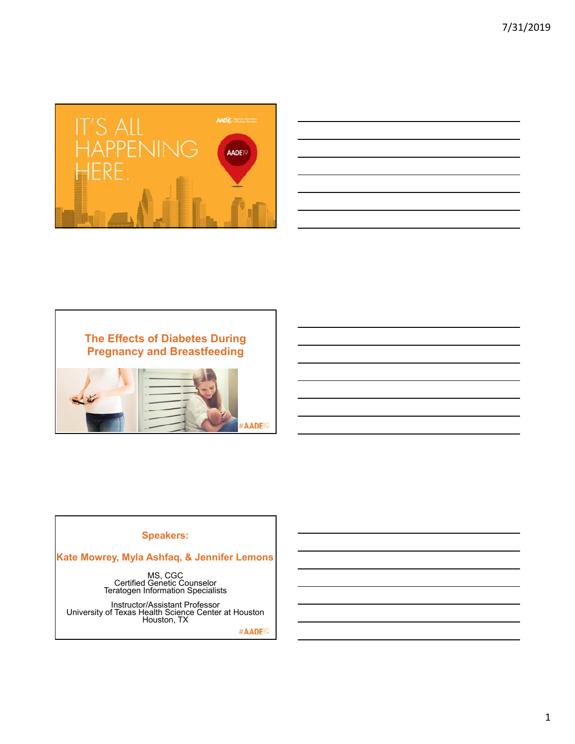IT'S ALL HAPPENING HERE.

AADE19

## The Effects of Diabetes During Pregnancy and Breastfeeding

#AADE19

### Speakers:

**Kate Mowrey, Myla Ashfaq, & Jennifer Lemons**

MS, CGC
Certified Genetic Counselor
Teratogen Information Specialists

Instructor/Assistant Professor
University of Texas Health Science Center at Houston
Houston, TX

#AADE19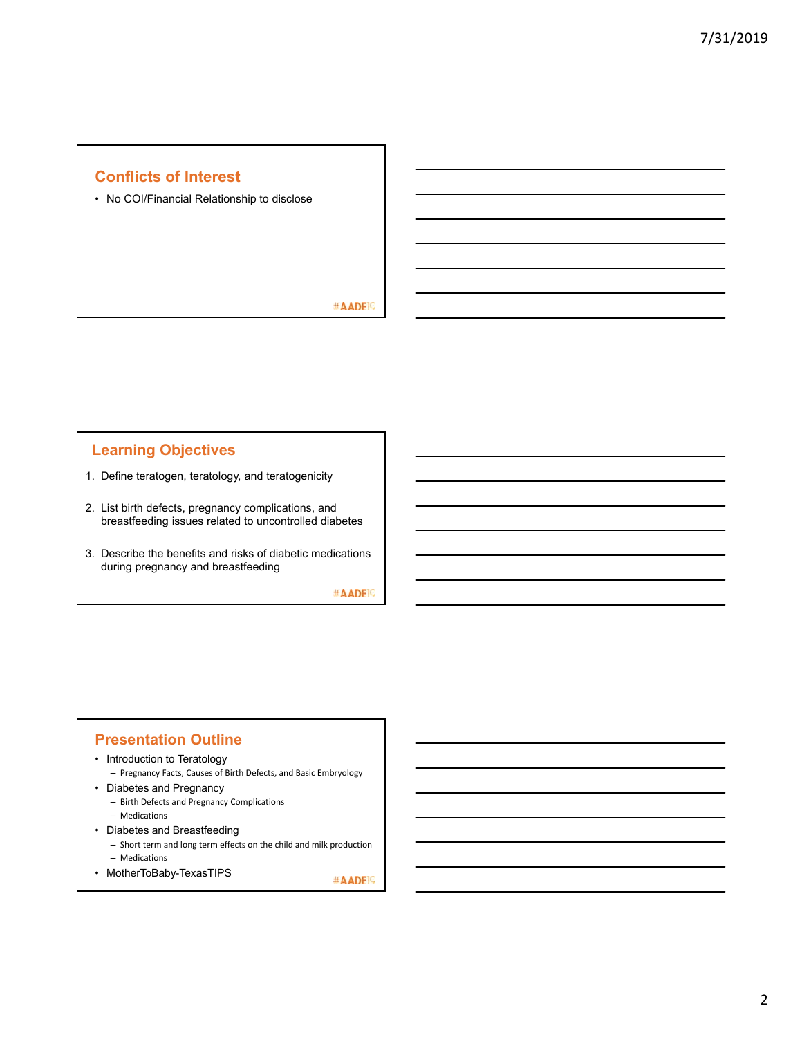## Conflicts of Interest

- No COI/Financial Relationship to disclose

#AADE19

## Learning Objectives

1. Define teratogen, teratology, and teratogenicity
2. List birth defects, pregnancy complications, and breastfeeding issues related to uncontrolled diabetes
3. Describe the benefits and risks of diabetic medications during pregnancy and breastfeeding

#AADE19

## Presentation Outline

- Introduction to Teratology
  - Pregnancy Facts, Causes of Birth Defects, and Basic Embryology
- Diabetes and Pregnancy
  - Birth Defects and Pregnancy Complications
  - Medications
- Diabetes and Breastfeeding
  - Short term and long term effects on the child and milk production
  - Medications
- MotherToBaby-TexasTIPS

#AADE19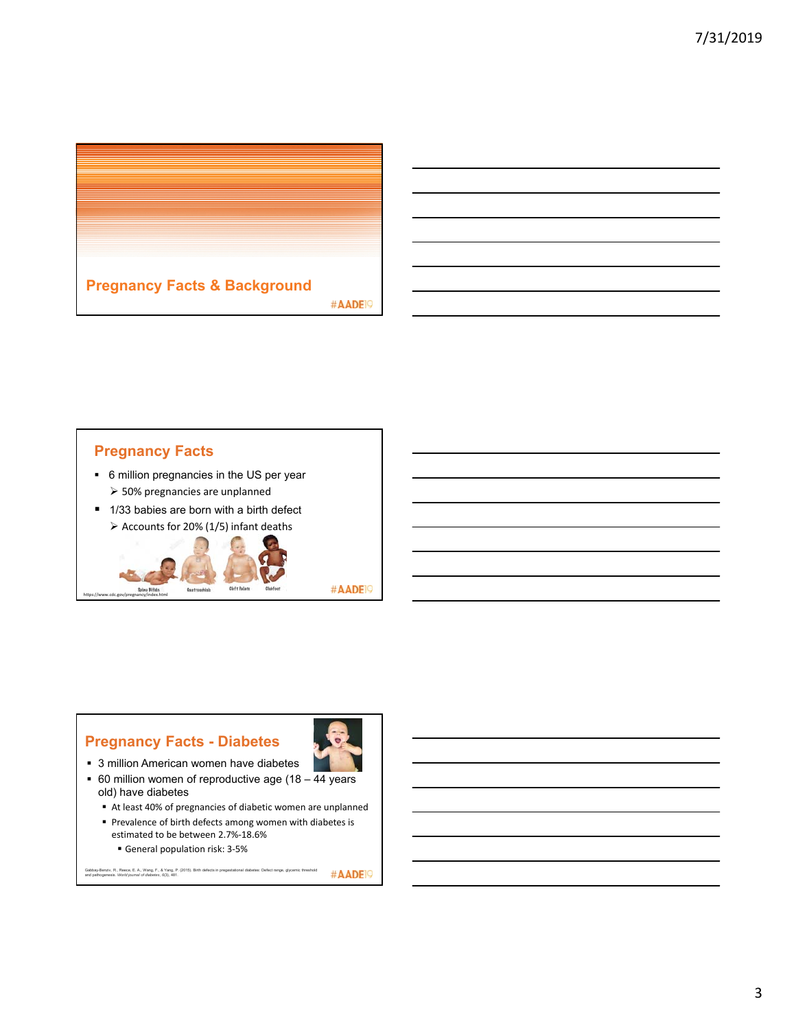## Pregnancy Facts & Background

#AADE19

## Pregnancy Facts

- 6 million pregnancies in the US per year
  - 50% pregnancies are unplanned
- 1/33 babies are born with a birth defect
  - Accounts for 20% (1/5) infant deaths

Spina Bifida   Gastroschisis   Cleft Palate   Clubfoot

https://www.cdc.gov/pregnancy/index.html

#AADE19

## Pregnancy Facts - Diabetes

- 3 million American women have diabetes
- 60 million women of reproductive age (18 – 44 years old) have diabetes
  - At least 40% of pregnancies of diabetic women are unplanned
  - Prevalence of birth defects among women with diabetes is estimated to be between 2.7%-18.6%
    - General population risk: 3-5%

Gabbay-Benziv, R., Reece, E. A., Wang, F., & Yang, P. (2015). Birth defects in pregestational diabetes: Defect range, glycemic threshold and pathogenesis. *World journal of diabetes*, 6(3), 481.

#AADE19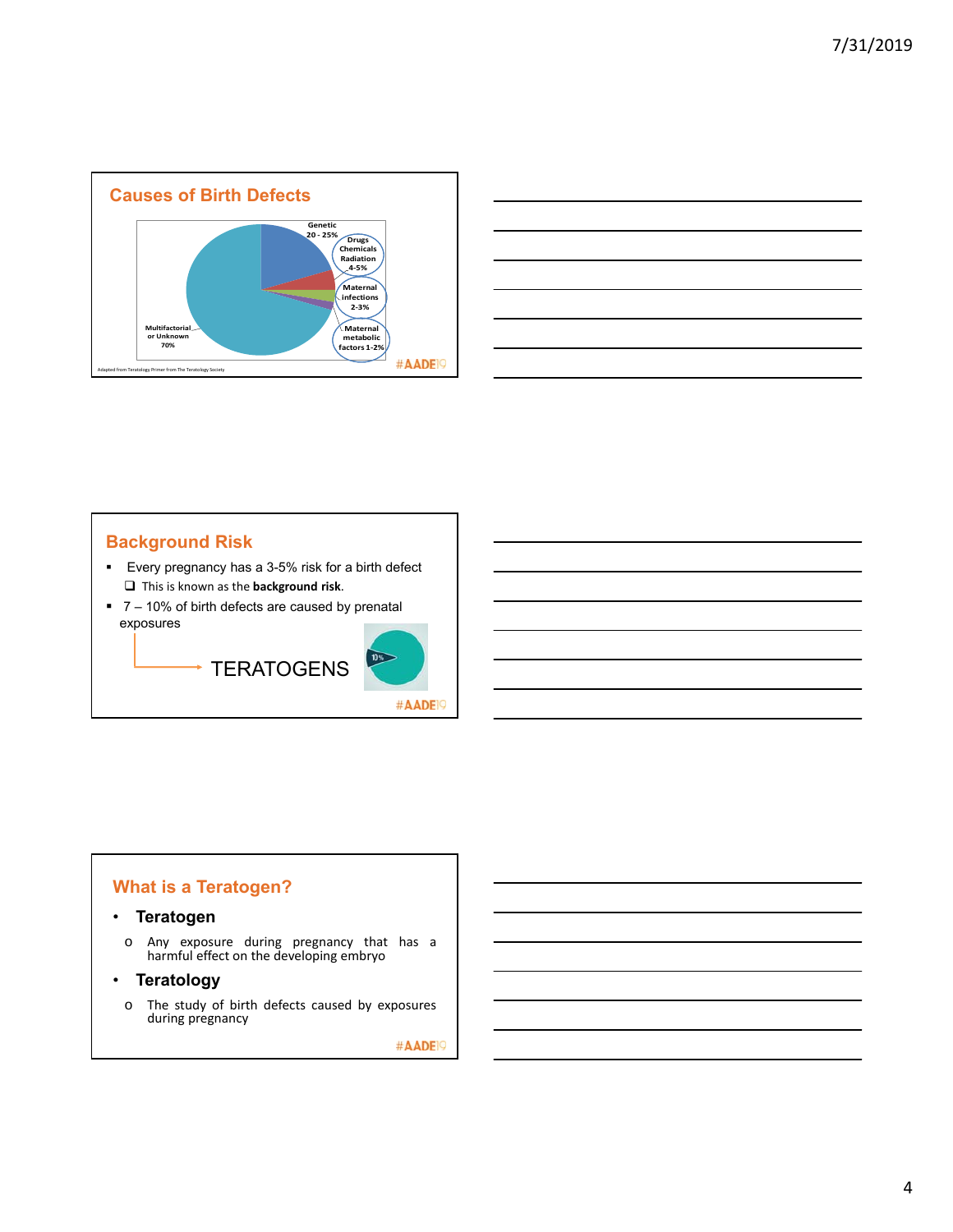## Causes of Birth Defects

Genetic 20 - 25%

Drugs Chemicals Radiation 4-5%

Maternal infections 2-3%

Maternal metabolic factors 1-2%

Multifactorial or Unknown 70%

Adapted from Teratology Primer from The Teratology Society

#AADE19

## Background Risk

- Every pregnancy has a 3-5% risk for a birth defect
  - This is known as the **background risk**.
- 7 – 10% of birth defects are caused by prenatal exposures

→ TERATOGENS

10%

#AADE19

## What is a Teratogen?

- **Teratogen**
  - Any exposure during pregnancy that has a harmful effect on the developing embryo
- **Teratology**
  - The study of birth defects caused by exposures during pregnancy

#AADE19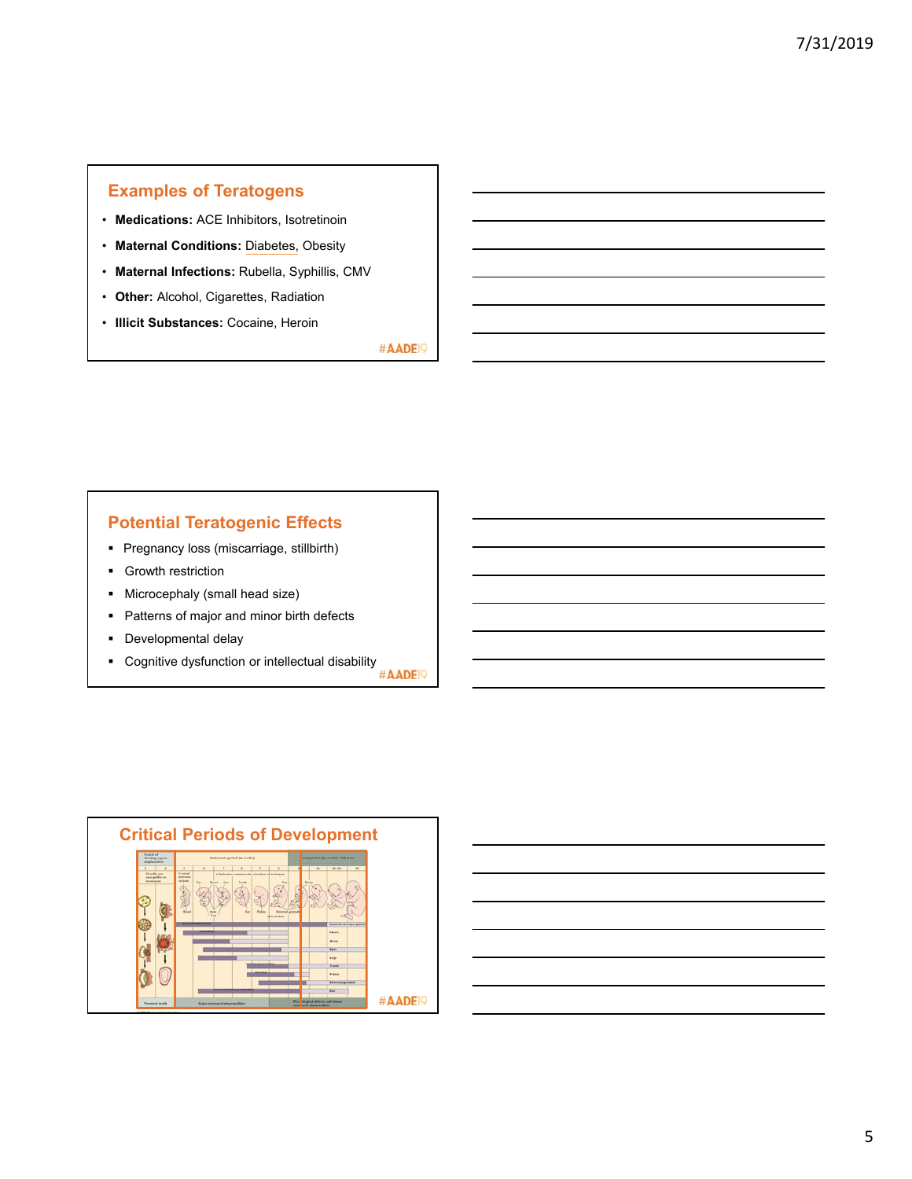## Examples of Teratogens

- **Medications:** ACE Inhibitors, Isotretinoin
- **Maternal Conditions:** Diabetes, Obesity
- **Maternal Infections:** Rubella, Syphillis, CMV
- **Other:** Alcohol, Cigarettes, Radiation
- **Illicit Substances:** Cocaine, Heroin

#AADE19

## Potential Teratogenic Effects

- Pregnancy loss (miscarriage, stillbirth)
- Growth restriction
- Microcephaly (small head size)
- Patterns of major and minor birth defects
- Developmental delay
- Cognitive dysfunction or intellectual disability

#AADE19

## Critical Periods of Development

#AADE19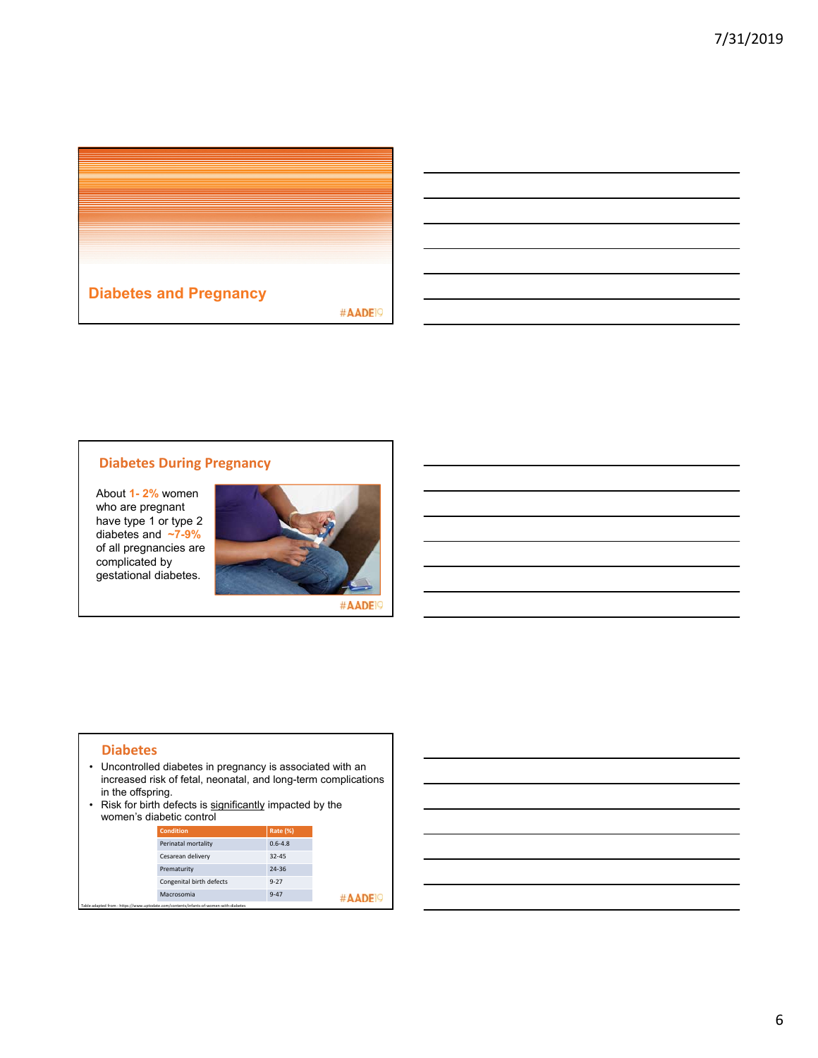## Diabetes and Pregnancy

#AADE19

## Diabetes During Pregnancy

About 1- 2% women who are pregnant have type 1 or type 2 diabetes and ~7-9% of all pregnancies are complicated by gestational diabetes.

#AADE19

## Diabetes

- Uncontrolled diabetes in pregnancy is associated with an increased risk of fetal, neonatal, and long-term complications in the offspring.
- Risk for birth defects is significantly impacted by the women's diabetic control

| Condition | Rate (%) |
|---|---|
| Perinatal mortality | 0.6-4.8 |
| Cesarean delivery | 32-45 |
| Prematurity | 24-36 |
| Congenital birth defects | 9-27 |
| Macrosomia | 9-47 |

Table adapted from - https://www.uptodate.com/contents/infants-of-women-with-diabetes

#AADE19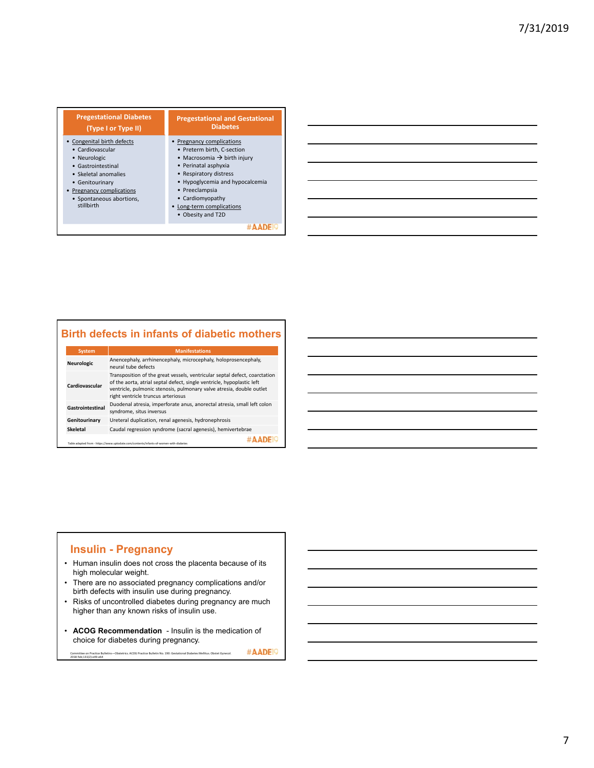## Pregestational Diabetes (Type I or Type II)

- Congenital birth defects
  - Cardiovascular
  - Neurologic
  - Gastrointestinal
  - Skeletal anomalies
  - Genitourinary
- Pregnancy complications
  - Spontaneous abortions, stillbirth

## Pregestational and Gestational Diabetes

- Pregnancy complications
  - Preterm birth, C-section
  - Macrosomia → birth injury
  - Perinatal asphyxia
  - Respiratory distress
  - Hypoglycemia and hypocalcemia
  - Preeclampsia
  - Cardiomyopathy
- Long-term complications
  - Obesity and T2D

#AADE19

## Birth defects in infants of diabetic mothers

| System | Manifestations |
|---|---|
| **Neurologic** | Anencephaly, arrhinencephaly, microcephaly, holoprosencephaly, neural tube defects |
| **Cardiovascular** | Transposition of the great vessels, ventricular septal defect, coarctation of the aorta, atrial septal defect, single ventricle, hypoplastic left ventricle, pulmonic stenosis, pulmonary valve atresia, double outlet right ventricle truncus arteriosus |
| **Gastrointestinal** | Duodenal atresia, imperforate anus, anorectal atresia, small left colon syndrome, situs inversus |
| **Genitourinary** | Ureteral duplication, renal agenesis, hydronephrosis |
| **Skeletal** | Caudal regression syndrome (sacral agenesis), hemivertebrae |

Table adapted from - https://www.uptodate.com/contents/infants-of-women-with-diabetes

#AADE19

## Insulin - Pregnancy

- Human insulin does not cross the placenta because of its high molecular weight.
- There are no associated pregnancy complications and/or birth defects with insulin use during pregnancy.
- Risks of uncontrolled diabetes during pregnancy are much higher than any known risks of insulin use.
- **ACOG Recommendation** - Insulin is the medication of choice for diabetes during pregnancy.

Committee on Practice Bulletins—Obstetrics. ACOG Practice Bulletin No. 190: Gestational Diabetes Mellitus. Obstet Gynecol. 2018 Feb;131(2):e49-e64

#AADE19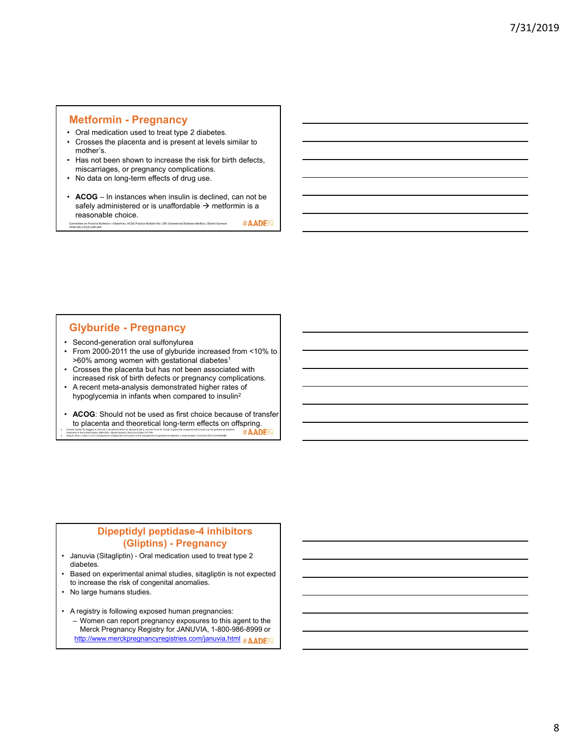## Metformin - Pregnancy

- Oral medication used to treat type 2 diabetes.
- Crosses the placenta and is present at levels similar to mother's.
- Has not been shown to increase the risk for birth defects, miscarriages, or pregnancy complications.
- No data on long-term effects of drug use.

- **ACOG** – In instances when insulin is declined, can not be safely administered or is unaffordable → metformin is a reasonable choice.

Committee on Practice Bulletins—Obstetrics. ACOG Practice Bulletin No. 190: Gestational Diabetes Mellitus. Obstet Gynecol. 2018 Feb;131(2):e49-e64

#AADE19

## Glyburide - Pregnancy

- Second-generation oral sulfonylurea
- From 2000-2011 the use of glyburide increased from <10% to >60% among women with gestational diabetes[1]
- Crosses the placenta but has not been associated with increased risk of birth defects or pregnancy complications.
- A recent meta-analysis demonstrated higher rates of hypoglycemia in infants when compared to insulin[2]

- **ACOG**: Should not be used as first choice because of transfer to placenta and theoretical long-term effects on offspring.

1. Camelo Castillo W, Boggess K, Stürmer T, Brookhart MA et al, Benjamin DK Jr, Jonsson Funk M. Trends in glyburide compared with insulin use for gestational diabetes treatment in the United States, 2000-2011. Obstet Gynecol. 2014 Jun;123(6):1177-84
2. Song R, Chen L, Chen Y, et al. Comparisons of glyburide and insulin in the management of gestational diabetes: a meta-analysis. PLoS One 2017;12:e0182488

#AADE19

## Dipeptidyl peptidase-4 inhibitors (Gliptins) - Pregnancy

- Januvia (Sitagliptin) - Oral medication used to treat type 2 diabetes.
- Based on experimental animal studies, sitagliptin is not expected to increase the risk of congenital anomalies.
- No large humans studies.

- A registry is following exposed human pregnancies:
  - Women can report pregnancy exposures to this agent to the Merck Pregnancy Registry for JANUVIA, 1-800-986-8999 or http://www.merckpregnancyregistries.com/januvia.html

#AADE19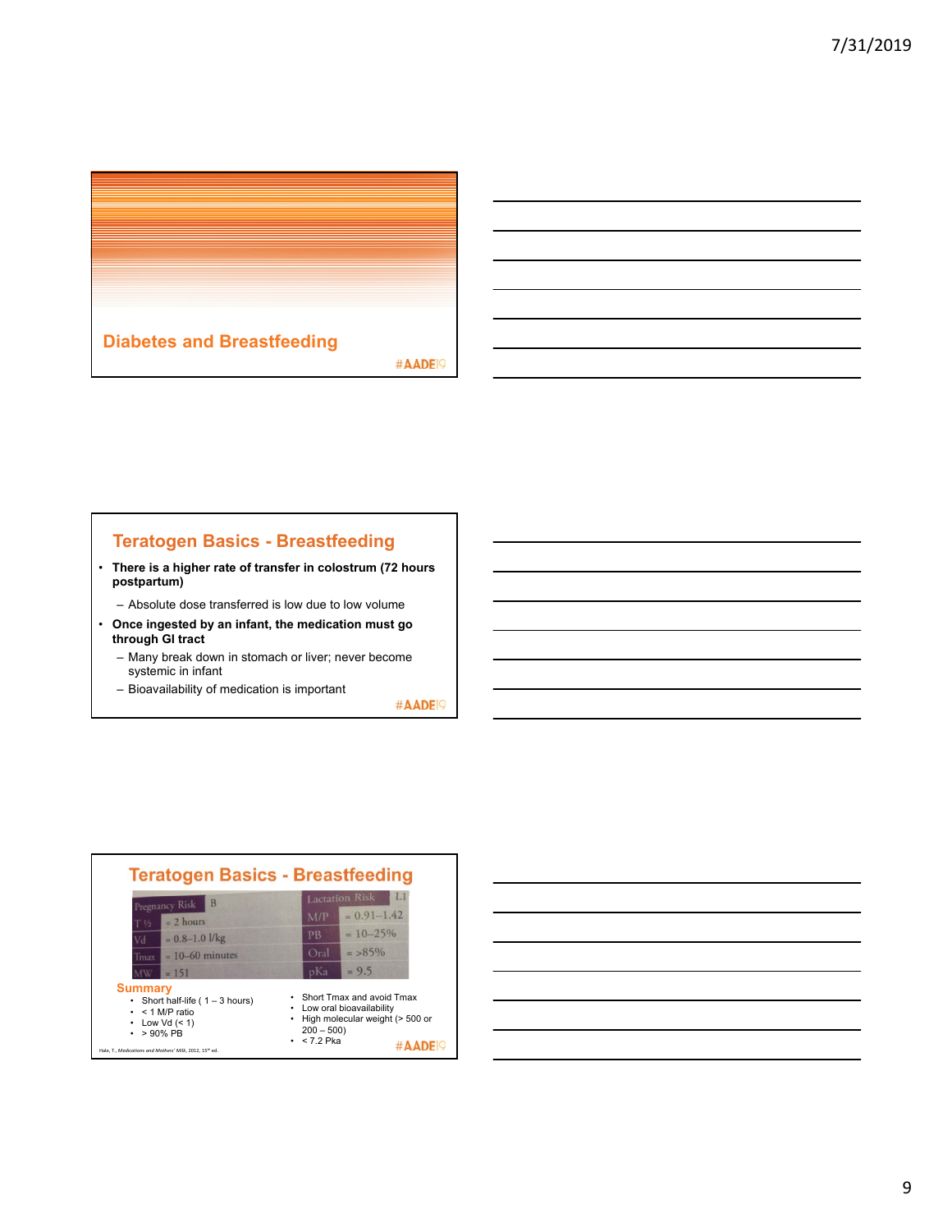## Diabetes and Breastfeeding

#AADE19

## Teratogen Basics - Breastfeeding

- **There is a higher rate of transfer in colostrum (72 hours postpartum)**
  - Absolute dose transferred is low due to low volume
- **Once ingested by an infant, the medication must go through GI tract**
  - Many break down in stomach or liver; never become systemic in infant
  - Bioavailability of medication is important

#AADE19

## Teratogen Basics - Breastfeeding

| Pregnancy Risk | B | Lactation Risk | L1 |
|---|---|---|---|
| T ½ | = 2 hours | M/P | = 0.91–1.42 |
| Vd | = 0.8–1.0 l/kg | PB | = 10–25% |
| Tmax | = 10–60 minutes | Oral | = >85% |
| MW | = 151 | pKa | = 9.5 |

**Summary**

- Short half-life ( 1 – 3 hours)
- < 1 M/P ratio
- Low Vd (< 1)
- > 90% PB
- Short Tmax and avoid Tmax
- Low oral bioavailability
- High molecular weight (> 500 or 200 – 500)
- < 7.2 Pka

Hale, T., *Medications and Mothers' Milk*, 2012, 15th ed.

#AADE19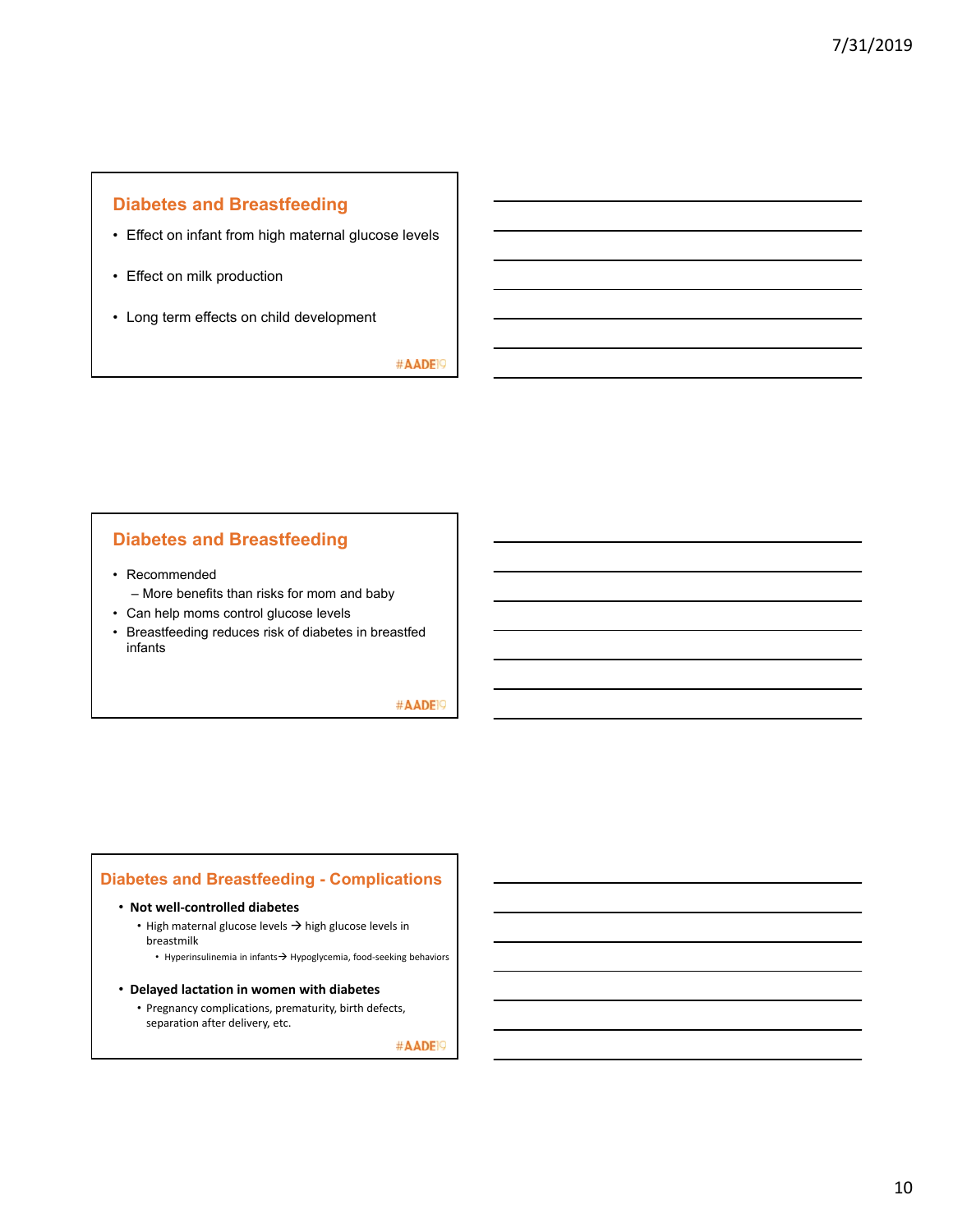## Diabetes and Breastfeeding

- Effect on infant from high maternal glucose levels
- Effect on milk production
- Long term effects on child development

#AADE19

## Diabetes and Breastfeeding

- Recommended
  - More benefits than risks for mom and baby
- Can help moms control glucose levels
- Breastfeeding reduces risk of diabetes in breastfed infants

#AADE19

## Diabetes and Breastfeeding - Complications

- **Not well-controlled diabetes**
  - High maternal glucose levels → high glucose levels in breastmilk
    - Hyperinsulinemia in infants→ Hypoglycemia, food-seeking behaviors
- **Delayed lactation in women with diabetes**
  - Pregnancy complications, prematurity, birth defects, separation after delivery, etc.

#AADE19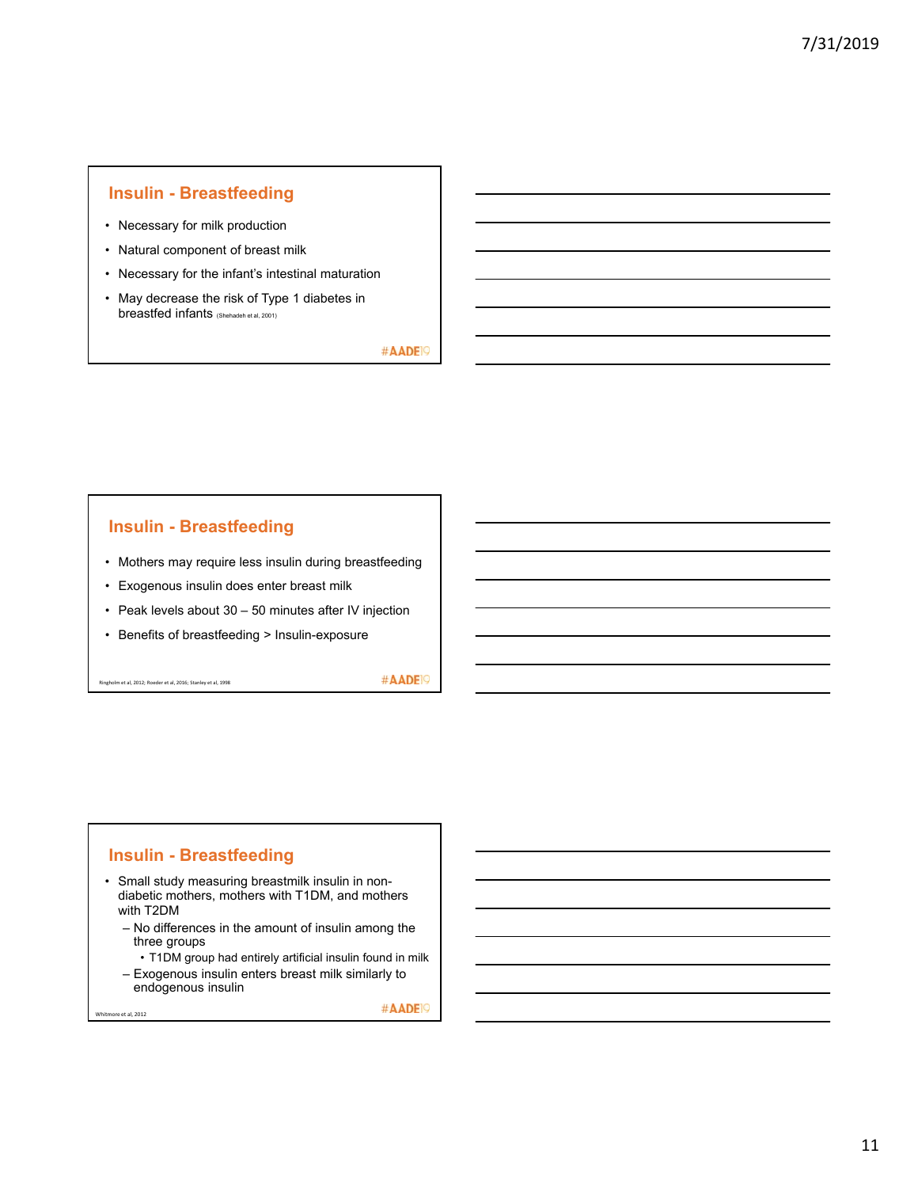## Insulin - Breastfeeding

- Necessary for milk production
- Natural component of breast milk
- Necessary for the infant's intestinal maturation
- May decrease the risk of Type 1 diabetes in breastfed infants (Shehadeh et al, 2001)

#AADE19

## Insulin - Breastfeeding

- Mothers may require less insulin during breastfeeding
- Exogenous insulin does enter breast milk
- Peak levels about 30 – 50 minutes after IV injection
- Benefits of breastfeeding > Insulin-exposure

Ringholm et al, 2012; Roeder et al, 2016; Stanley et al, 1998

#AADE19

## Insulin - Breastfeeding

- Small study measuring breastmilk insulin in non-diabetic mothers, mothers with T1DM, and mothers with T2DM
  - No differences in the amount of insulin among the three groups
    - T1DM group had entirely artificial insulin found in milk
  - Exogenous insulin enters breast milk similarly to endogenous insulin

Whitmore et al, 2012

#AADE19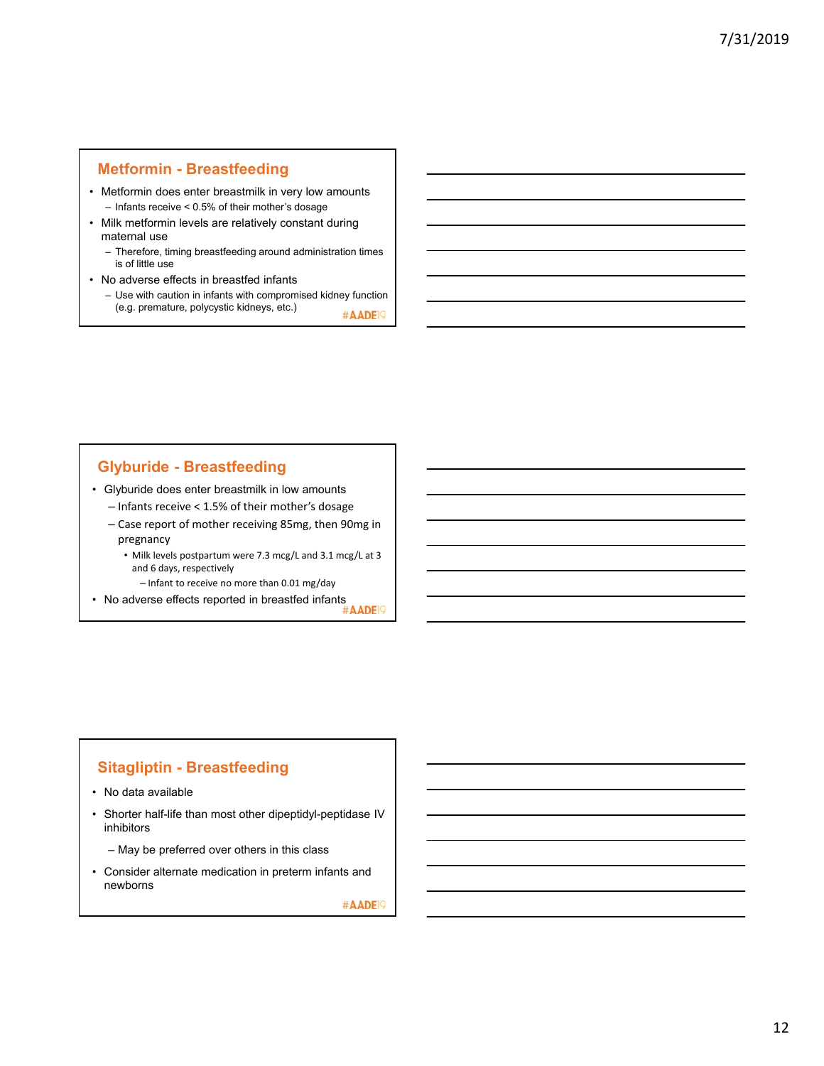## Metformin - Breastfeeding

- Metformin does enter breastmilk in very low amounts
  - Infants receive < 0.5% of their mother's dosage
- Milk metformin levels are relatively constant during maternal use
  - Therefore, timing breastfeeding around administration times is of little use
- No adverse effects in breastfed infants
  - Use with caution in infants with compromised kidney function (e.g. premature, polycystic kidneys, etc.)

#AADE19

## Glyburide - Breastfeeding

- Glyburide does enter breastmilk in low amounts
  - Infants receive < 1.5% of their mother's dosage
  - Case report of mother receiving 85mg, then 90mg in pregnancy
    - Milk levels postpartum were 7.3 mcg/L and 3.1 mcg/L at 3 and 6 days, respectively
      - Infant to receive no more than 0.01 mg/day
- No adverse effects reported in breastfed infants

#AADE19

## Sitagliptin - Breastfeeding

- No data available
- Shorter half-life than most other dipeptidyl-peptidase IV inhibitors
  - May be preferred over others in this class
- Consider alternate medication in preterm infants and newborns

#AADE19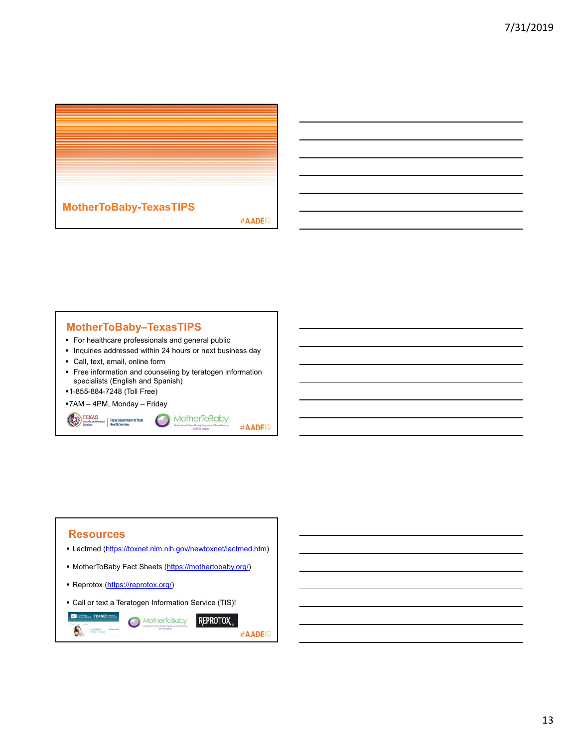## MotherToBaby-TexasTIPS

#AADE19

## MotherToBaby–TexasTIPS

- For healthcare professionals and general public
- Inquiries addressed within 24 hours or next business day
- Call, text, email, online form
- Free information and counseling by teratogen information specialists (English and Spanish)
- 1-855-884-7248 (Toll Free)
- 7AM – 4PM, Monday – Friday

TEXAS Health and Human Services | Texas Department of State Health Services    MotherToBaby

#AADE19

## Resources

- Lactmed (https://toxnet.nlm.nih.gov/newtoxnet/lactmed.htm)
- MotherToBaby Fact Sheets (https://mothertobaby.org/)
- Reprotox (https://reprotox.org/)
- Call or text a Teratogen Information Service (TIS)!

TOXNET LactMed    MotherToBaby    REPROTOX

#AADE19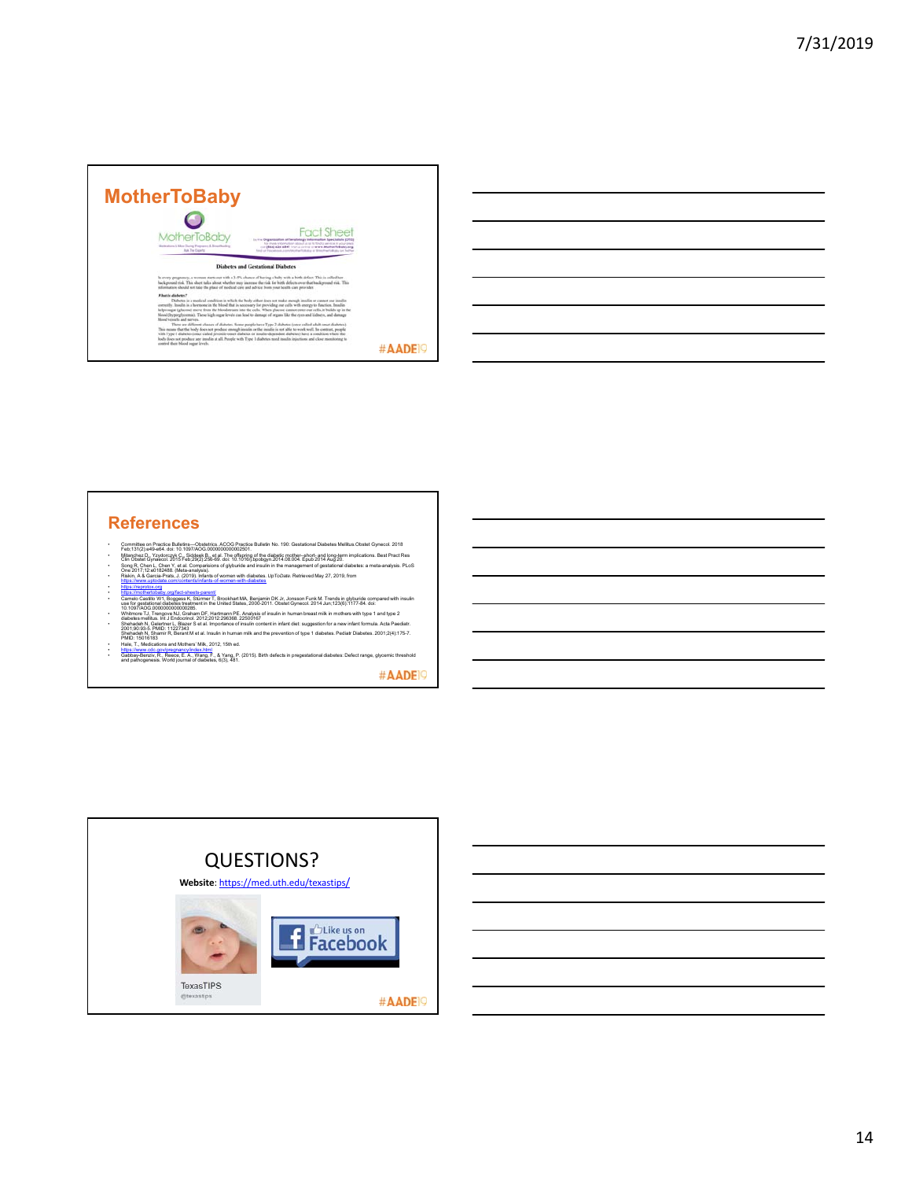## MotherToBaby

MotherToBaby

Fact Sheet

**Diabetes and Gestational Diabetes**

#AADE19

## References

- Committee on Practice Bulletins—Obstetrics. ACOG Practice Bulletin No. 190: Gestational Diabetes Mellitus.Obstet Gynecol. 2018 Feb;131(2):e49-e64. doi: 10.1097/AOG.0000000000002501.
- Mitanchez D., Yzydorczyk C., Siddeek B., et al. The offspring of the diabetic mother--short- and long-term implications. Best Pract Res Clin Obstet Gynaecol. 2015 Feb;29(2):256-69. doi: 10.1016/j.bpobgyn.2014.08.004. Epub 2014 Aug 20.
- Song R, Chen L, Chen Y, et al. Comparisons of glyburide and insulin in the management of gestational diabetes: a meta-analysis. PLoS One 2017;12:e0182488. (Meta-analysis).
- Riskin, A & Garcia-Prats, J. (2019). Infants of women with diabetes. *UpToDate*. Retrieved May 27, 2019, from https://www.uptodate.com/contents/infants-of-women-with-diabetes
- https://reprotox.org
- https://mothertobaby.org/fact-sheets-parent/
- Camelo Castillo W1, Boggess K, Stürmer T, Brookhart MA, Benjamin DK Jr, Jonsson Funk M. Trends in glyburide compared with insulin use for gestational diabetes treatment in the United States, 2000-2011. Obstet Gynecol. 2014 Jun;123(6):1177-84. doi: 10.1097/AOG.0000000000000285.
- Whitmore TJ, Trengove NJ, Graham DF, Hartmann PE. Analysis of insulin in human breast milk in mothers with type 1 and type 2 diabetes mellitus. Int J Endocrinol. 2012;2012:296368. 22500167
- Shehadeh N, Gelertner L, Blazer S et al. Importance of insulin content in infant diet: suggestion for a new infant formula. Acta Paediatr. 2001;90:93-5. PMID: 11227343
- Shehadeh N, Shamir R, Berant M et al. Insulin in human milk and the prevention of type 1 diabetes. Pediatr Diabetes. 2001;2(4):175-7. PMID: 15016183
- Hale, T., Medications and Mothers' Milk, 2012, 15th ed.
- https://www.cdc.gov/pregnancy/index.html
- Gabbay-Benziv, R., Reece, E. A., Wang, F., & Yang, P. (2015). Birth defects in pregestational diabetes: Defect range, glycemic threshold and pathogenesis. World journal of diabetes, 6(3), 481.

#AADE19

## QUESTIONS?

**Website**: https://med.uth.edu/texastips/

TexasTIPS
@texastips

Like us on Facebook

#AADE19